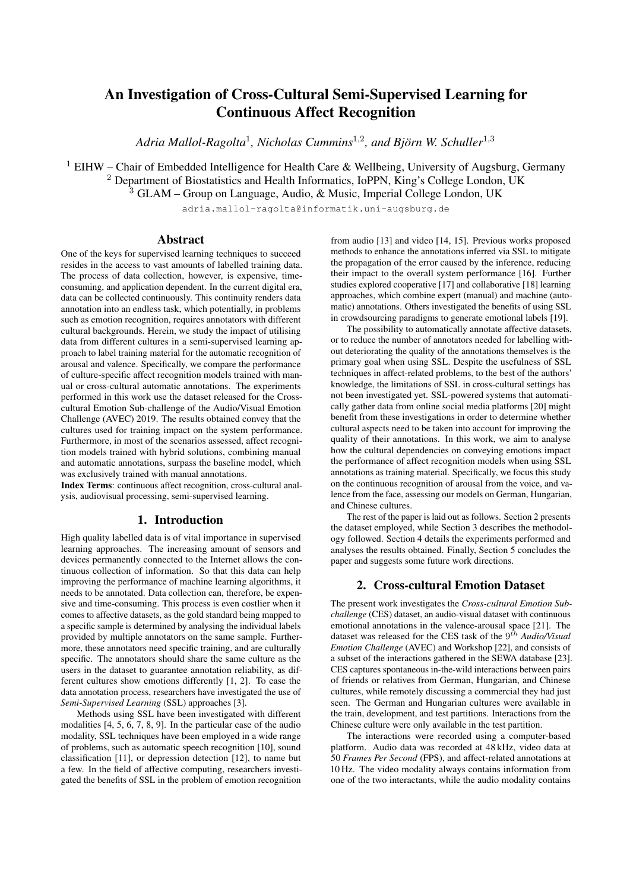# An Investigation of Cross-Cultural Semi-Supervised Learning for Continuous Affect Recognition

*Adria Mallol-Ragolta*[1], *Nicholas Cummins*[1,2], *and Björn W. Schuller*[1,3]

[1] EIHW – Chair of Embedded Intelligence for Health Care & Wellbeing, University of Augsburg, Germany
[2] Department of Biostatistics and Health Informatics, IoPPN, King's College London, UK
[3] GLAM – Group on Language, Audio, & Music, Imperial College London, UK

adria.mallol-ragolta@informatik.uni-augsburg.de

## Abstract

One of the keys for supervised learning techniques to succeed resides in the access to vast amounts of labelled training data. The process of data collection, however, is expensive, time-consuming, and application dependent. In the current digital era, data can be collected continuously. This continuity renders data annotation into an endless task, which potentially, in problems such as emotion recognition, requires annotators with different cultural backgrounds. Herein, we study the impact of utilising data from different cultures in a semi-supervised learning approach to label training material for the automatic recognition of arousal and valence. Specifically, we compare the performance of culture-specific affect recognition models trained with manual or cross-cultural automatic annotations. The experiments performed in this work use the dataset released for the Cross-cultural Emotion Sub-challenge of the Audio/Visual Emotion Challenge (AVEC) 2019. The results obtained convey that the cultures used for training impact on the system performance. Furthermore, in most of the scenarios assessed, affect recognition models trained with hybrid solutions, combining manual and automatic annotations, surpass the baseline model, which was exclusively trained with manual annotations.

**Index Terms**: continuous affect recognition, cross-cultural analysis, audiovisual processing, semi-supervised learning.

## 1. Introduction

High quality labelled data is of vital importance in supervised learning approaches. The increasing amount of sensors and devices permanently connected to the Internet allows the continuous collection of information. So that this data can help improving the performance of machine learning algorithms, it needs to be annotated. Data collection can, therefore, be expensive and time-consuming. This process is even costlier when it comes to affective datasets, as the gold standard being mapped to a specific sample is determined by analysing the individual labels provided by multiple annotators on the same sample. Furthermore, these annotators need specific training, and are culturally specific. The annotators should share the same culture as the users in the dataset to guarantee annotation reliability, as different cultures show emotions differently [1, 2]. To ease the data annotation process, researchers have investigated the use of *Semi-Supervised Learning* (SSL) approaches [3].

Methods using SSL have been investigated with different modalities [4, 5, 6, 7, 8, 9]. In the particular case of the audio modality, SSL techniques have been employed in a wide range of problems, such as automatic speech recognition [10], sound classification [11], or depression detection [12], to name but a few. In the field of affective computing, researchers investigated the benefits of SSL in the problem of emotion recognition from audio [13] and video [14, 15]. Previous works proposed methods to enhance the annotations inferred via SSL to mitigate the propagation of the error caused by the inference, reducing their impact to the overall system performance [16]. Further studies explored cooperative [17] and collaborative [18] learning approaches, which combine expert (manual) and machine (automatic) annotations. Others investigated the benefits of using SSL in crowdsourcing paradigms to generate emotional labels [19].

The possibility to automatically annotate affective datasets, or to reduce the number of annotators needed for labelling without deteriorating the quality of the annotations themselves is the primary goal when using SSL. Despite the usefulness of SSL techniques in affect-related problems, to the best of the authors' knowledge, the limitations of SSL in cross-cultural settings has not been investigated yet. SSL-powered systems that automatically gather data from online social media platforms [20] might benefit from these investigations in order to determine whether cultural aspects need to be taken into account for improving the quality of their annotations. In this work, we aim to analyse how the cultural dependencies on conveying emotions impact the performance of affect recognition models when using SSL annotations as training material. Specifically, we focus this study on the continuous recognition of arousal from the voice, and valence from the face, assessing our models on German, Hungarian, and Chinese cultures.

The rest of the paper is laid out as follows. Section 2 presents the dataset employed, while Section 3 describes the methodology followed. Section 4 details the experiments performed and analyses the results obtained. Finally, Section 5 concludes the paper and suggests some future work directions.

## 2. Cross-cultural Emotion Dataset

The present work investigates the *Cross-cultural Emotion Sub-challenge* (CES) dataset, an audio-visual dataset with continuous emotional annotations in the valence-arousal space [21]. The dataset was released for the CES task of the $9^{th}$ *Audio/Visual Emotion Challenge* (AVEC) and Workshop [22], and consists of a subset of the interactions gathered in the SEWA database [23]. CES captures spontaneous in-the-wild interactions between pairs of friends or relatives from German, Hungarian, and Chinese cultures, while remotely discussing a commercial they had just seen. The German and Hungarian cultures were available in the train, development, and test partitions. Interactions from the Chinese culture were only available in the test partition.

The interactions were recorded using a computer-based platform. Audio data was recorded at 48 kHz, video data at 50 *Frames Per Second* (FPS), and affect-related annotations at 10 Hz. The video modality always contains information from one of the two interactants, while the audio modality contains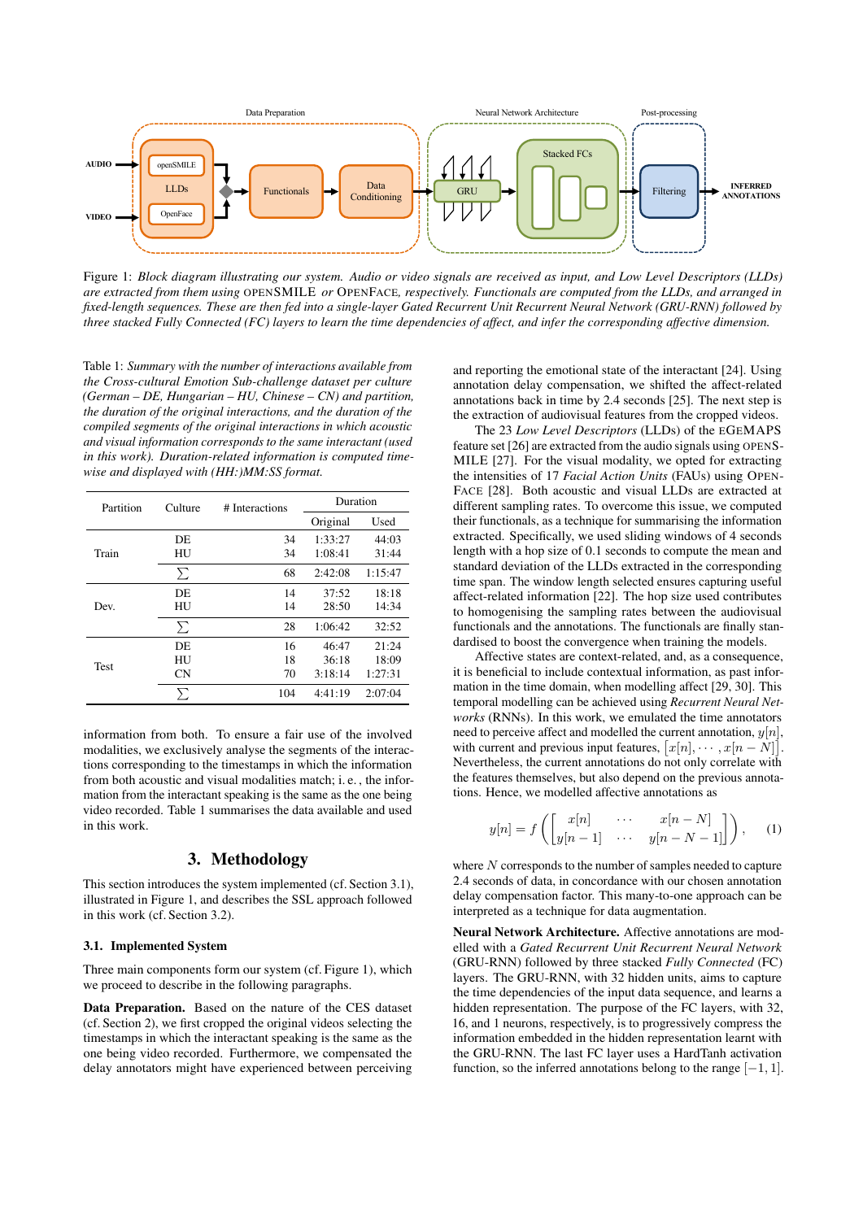Figure 1: *Block diagram illustrating our system. Audio or video signals are received as input, and Low Level Descriptors (LLDs) are extracted from them using* OPENSMILE *or* OPENFACE*, respectively. Functionals are computed from the LLDs, and arranged in fixed-length sequences. These are then fed into a single-layer Gated Recurrent Unit Recurrent Neural Network (GRU-RNN) followed by three stacked Fully Connected (FC) layers to learn the time dependencies of affect, and infer the corresponding affective dimension.*

Table 1: *Summary with the number of interactions available from the Cross-cultural Emotion Sub-challenge dataset per culture (German – DE, Hungarian – HU, Chinese – CN) and partition, the duration of the original interactions, and the duration of the compiled segments of the original interactions in which acoustic and visual information corresponds to the same interactant (used in this work). Duration-related information is computed time-wise and displayed with (HH:)MM:SS format.*

| Partition | Culture | # Interactions | Duration | |
|---|---|---|---|---|
| | | | Original | Used |
| Train | DE | 34 | 1:33:27 | 44:03 |
| | HU | 34 | 1:08:41 | 31:44 |
| | $\sum$ | 68 | 2:42:08 | 1:15:47 |
| Dev. | DE | 14 | 37:52 | 18:18 |
| | HU | 14 | 28:50 | 14:34 |
| | $\sum$ | 28 | 1:06:42 | 32:52 |
| Test | DE | 16 | 46:47 | 21:24 |
| | HU | 18 | 36:18 | 18:09 |
| | CN | 70 | 3:18:14 | 1:27:31 |
| | $\sum$ | 104 | 4:41:19 | 2:07:04 |

information from both. To ensure a fair use of the involved modalities, we exclusively analyse the segments of the interactions corresponding to the timestamps in which the information from both acoustic and visual modalities match; i. e., the information from the interactant speaking is the same as the one being video recorded. Table 1 summarises the data available and used in this work.

## 3. Methodology

This section introduces the system implemented (cf. Section 3.1), illustrated in Figure 1, and describes the SSL approach followed in this work (cf. Section 3.2).

### 3.1. Implemented System

Three main components form our system (cf. Figure 1), which we proceed to describe in the following paragraphs.

**Data Preparation.** Based on the nature of the CES dataset (cf. Section 2), we first cropped the original videos selecting the timestamps in which the interactant speaking is the same as the one being video recorded. Furthermore, we compensated the delay annotators might have experienced between perceiving and reporting the emotional state of the interactant [24]. Using annotation delay compensation, we shifted the affect-related annotations back in time by 2.4 seconds [25]. The next step is the extraction of audiovisual features from the cropped videos.

The 23 *Low Level Descriptors* (LLDs) of the EGEMAPS feature set [26] are extracted from the audio signals using OPENSMILE [27]. For the visual modality, we used OPENFACE [28] for extracting the intensities of 17 *Facial Action Units* (FAUs) using OPENFACE [28]. Both acoustic and visual LLDs are extracted at different sampling rates. To overcome this issue, we computed their functionals, as a technique for summarising the information extracted. Specifically, we used sliding windows of 4 seconds length with a hop size of 0.1 seconds to compute the mean and standard deviation of the LLDs extracted in the corresponding time span. The window length selected ensures capturing useful affect-related information [22]. The hop size used contributes to homogenising the sampling rates between the audiovisual functionals and the annotations. The functionals are finally standardised to boost the convergence when training the models.

Affective states are context-related, and, as a consequence, it is beneficial to include contextual information, as past information in the time domain, when modelling affect [29, 30]. This temporal modelling can be achieved using *Recurrent Neural Networks* (RNNs). In this work, we emulated the time annotators need to perceive affect and modelled the current annotation, $y[n]$, with current and previous input features, $\left[x[n], \cdots, x[n-N]\right]$. Nevertheless, the current annotations do not only correlate with the features themselves, but also depend on the previous annotations. Hence, we modelled affective annotations as

$$y[n] = f\left(\begin{bmatrix} x[n] & \cdots & x[n-N] \\ y[n-1] & \cdots & y[n-N-1] \end{bmatrix}\right), \qquad (1)$$

where $N$ corresponds to the number of samples needed to capture 2.4 seconds of data, in concordance with our chosen annotation delay compensation factor. This many-to-one approach can be interpreted as a technique for data augmentation.

**Neural Network Architecture.** Affective annotations are modelled with a *Gated Recurrent Unit Recurrent Neural Network* (GRU-RNN) followed by three stacked *Fully Connected* (FC) layers. The GRU-RNN, with 32 hidden units, aims to capture the time dependencies of the input data sequence, and learns a hidden representation. The purpose of the FC layers, with 32, 16, and 1 neurons, respectively, is to progressively compress the information embedded in the hidden representation learnt with the GRU-RNN. The last FC layer uses a HardTanh activation function, so the inferred annotations belong to the range $[-1, 1]$.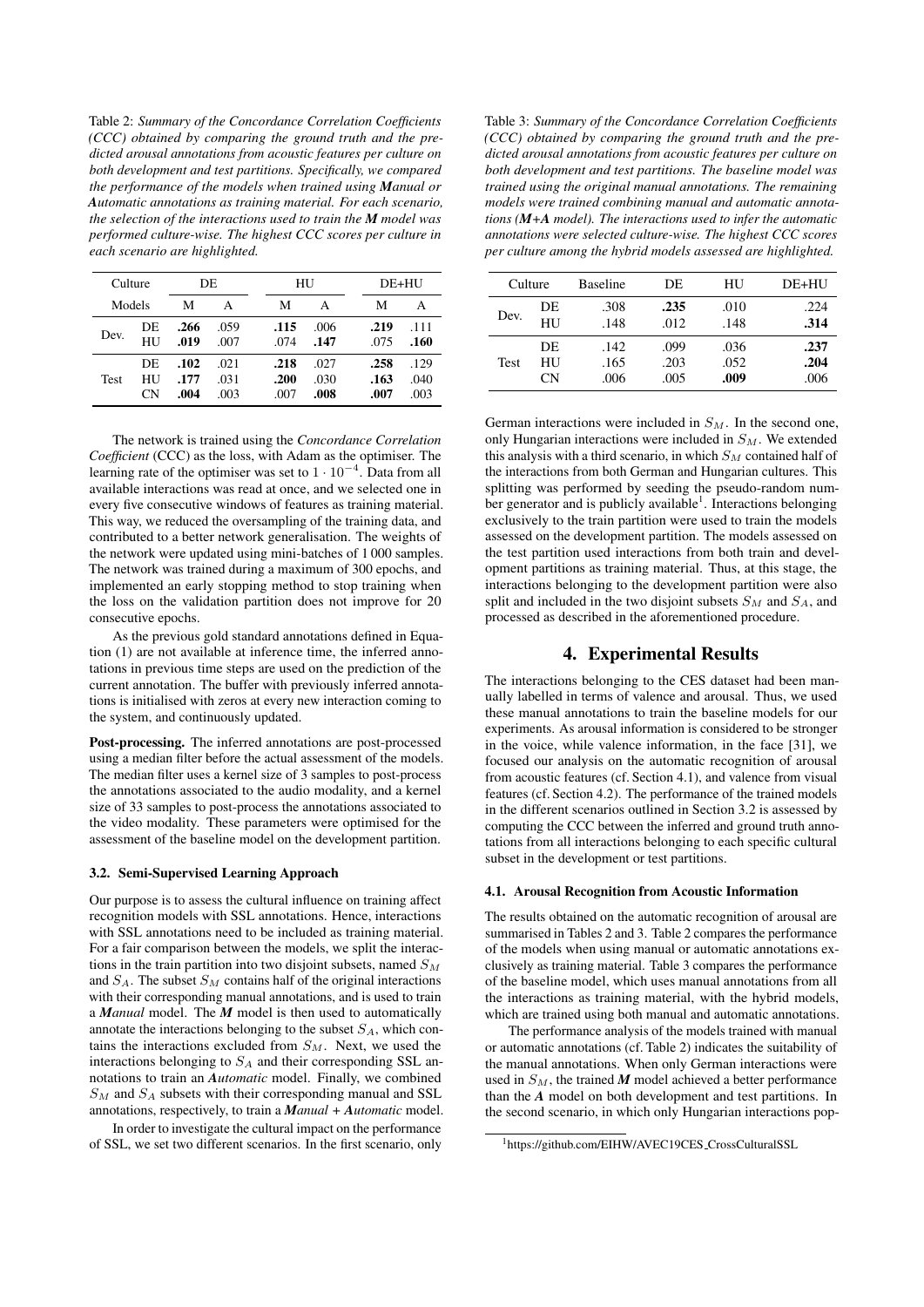Table 2: *Summary of the Concordance Correlation Coefficients (CCC) obtained by comparing the ground truth and the predicted arousal annotations from acoustic features per culture on both development and test partitions. Specifically, we compared the performance of the models when trained using **M**anual or **A**utomatic annotations as training material. For each scenario, the selection of the interactions used to train the **M** model was performed culture-wise. The highest CCC scores per culture in each scenario are highlighted.*

| Culture | | DE | | HU | | DE+HU | |
|---|---|---|---|---|---|---|---|
| Models | | M | A | M | A | M | A |
| Dev. | DE | **.266** | .059 | **.115** | .006 | **.219** | .111 |
| | HU | **.019** | .007 | .074 | **.147** | .075 | **.160** |
| Test | DE | **.102** | .021 | **.218** | .027 | **.258** | .129 |
| | HU | **.177** | .031 | **.200** | .030 | **.163** | .040 |
| | CN | **.004** | .003 | .007 | **.008** | **.007** | .003 |

The network is trained using the *Concordance Correlation Coefficient* (CCC) as the loss, with Adam as the optimiser. The learning rate of the optimiser was set to $1 \cdot 10^{-4}$. Data from all available interactions was read at once, and we selected one in every five consecutive windows of features as training material. This way, we reduced the oversampling of the training data, and contributed to a better network generalisation. The weights of the network were updated using mini-batches of 1 000 samples. The network was trained during a maximum of 300 epochs, and implemented an early stopping method to stop training when the loss on the validation partition does not improve for 20 consecutive epochs.

As the previous gold standard annotations defined in Equation (1) are not available at inference time, the inferred annotations in previous time steps are used on the prediction of the current annotation. The buffer with previously inferred annotations is initialised with zeros at every new interaction coming to the system, and continuously updated.

**Post-processing.** The inferred annotations are post-processed using a median filter before the actual assessment of the models. The median filter uses a kernel size of 3 samples to post-process the annotations associated to the audio modality, and a kernel size of 33 samples to post-process the annotations associated to the video modality. These parameters were optimised for the assessment of the baseline model on the development partition.

### 3.2. Semi-Supervised Learning Approach

Our purpose is to assess the cultural influence on training affect recognition models with SSL annotations. Hence, interactions with SSL annotations need to be included as training material. For a fair comparison between the models, we split the interactions in the train partition into two disjoint subsets, named $S_M$ and $S_A$. The subset $S_M$ contains half of the original interactions with their corresponding manual annotations, and is used to train a ***Manual*** model. The ***M*** model is then used to automatically annotate the interactions belonging to the subset $S_A$, which contains the interactions excluded from $S_M$. Next, we used the interactions belonging to $S_A$ and their corresponding SSL annotations to train an ***Automatic*** model. Finally, we combined $S_M$ and $S_A$ subsets with their corresponding manual and SSL annotations, respectively, to train a ***Manual + Automatic*** model.

In order to investigate the cultural impact on the performance of SSL, we set two different scenarios. In the first scenario, only German interactions were included in $S_M$. In the second one, only Hungarian interactions were included in $S_M$. We extended this analysis with a third scenario, in which $S_M$ contained half of the interactions from both German and Hungarian cultures. This splitting was performed by seeding the pseudo-random number generator and is publicly available[1]. Interactions belonging exclusively to the train partition were used to train the models assessed on the development partition. The models assessed on the test partition used interactions from both train and development partitions as training material. Thus, at this stage, the interactions belonging to the development partition were also split and included in the two disjoint subsets $S_M$ and $S_A$, and processed as described in the aforementioned procedure.

Table 3: *Summary of the Concordance Correlation Coefficients (CCC) obtained by comparing the ground truth and the predicted arousal annotations from acoustic features per culture on both development and test partitions. The baseline model was trained using the original manual annotations. The remaining models were trained combining manual and automatic annotations (**M+A** model). The interactions used to infer the automatic annotations were selected culture-wise. The highest CCC scores per culture among the hybrid models assessed are highlighted.*

| Culture | | Baseline | DE | HU | DE+HU |
|---|---|---|---|---|---|
| Dev. | DE | .308 | **.235** | .010 | .224 |
| | HU | .148 | .012 | .148 | **.314** |
| Test | DE | .142 | .099 | .036 | **.237** |
| | HU | .165 | .203 | .052 | **.204** |
| | CN | .006 | .005 | **.009** | .006 |

## 4. Experimental Results

The interactions belonging to the CES dataset had been manually labelled in terms of valence and arousal. Thus, we used these manual annotations to train the baseline models for our experiments. As arousal information is considered to be stronger in the voice, while valence information, in the face [31], we focused our analysis on the automatic recognition of arousal from acoustic features (cf. Section 4.1), and valence from visual features (cf. Section 4.2). The performance of the trained models in the different scenarios outlined in Section 3.2 is assessed by computing the CCC between the inferred and ground truth annotations from all interactions belonging to each specific cultural subset in the development or test partitions.

### 4.1. Arousal Recognition from Acoustic Information

The results obtained on the automatic recognition of arousal are summarised in Tables 2 and 3. Table 2 compares the performance of the models when using manual or automatic annotations exclusively as training material. Table 3 compares the performance of the baseline model, which uses manual annotations from all the interactions as training material, with the hybrid models, which are trained using both manual and automatic annotations.

The performance analysis of the models trained with manual or automatic annotations (cf. Table 2) indicates the suitability of the manual annotations. When only German interactions were used in $S_M$, the trained ***M*** model achieved a better performance than the ***A*** model on both development and test partitions. In the second scenario, in which only Hungarian interactions pop-

[1] https://github.com/EIHW/AVEC19CES_CrossCulturalSSL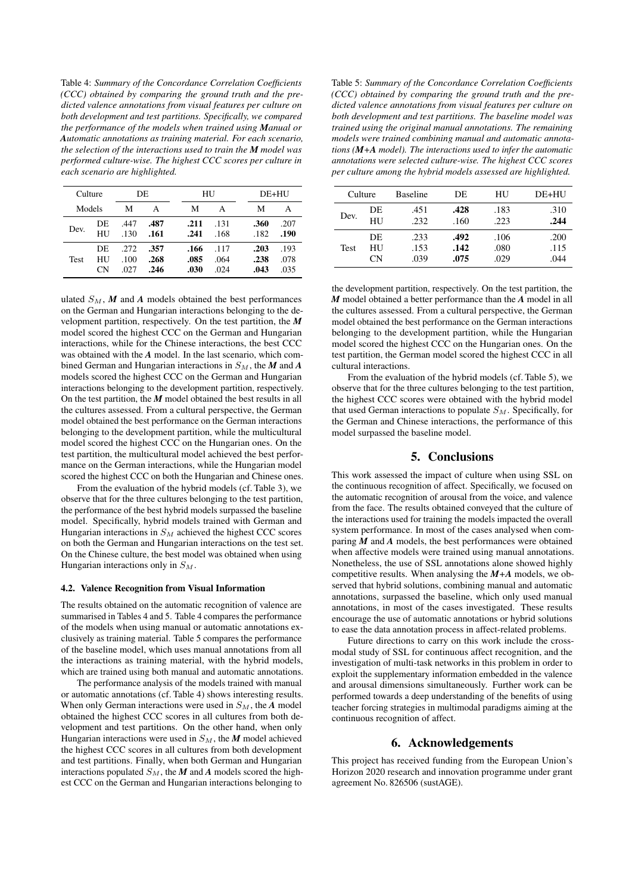Table 4: *Summary of the Concordance Correlation Coefficients (CCC) obtained by comparing the ground truth and the predicted valence annotations from visual features per culture on both development and test partitions. Specifically, we compared the performance of the models when trained using **M**anual or **A**utomatic annotations as training material. For each scenario, the selection of the interactions used to train the **M** model was performed culture-wise. The highest CCC scores per culture in each scenario are highlighted.*

| Culture | | DE | | HU | | DE+HU | |
|---|---|---|---|---|---|---|---|
| Models | | M | A | M | A | M | A |
| Dev. | DE | .447 | **.487** | **.211** | .131 | **.360** | .207 |
| | HU | .130 | **.161** | **.241** | .168 | .182 | **.190** |
| Test | DE | .272 | **.357** | **.166** | .117 | **.203** | .193 |
| | HU | .100 | **.268** | **.085** | .064 | **.238** | .078 |
| | CN | .027 | **.246** | **.030** | .024 | **.043** | .035 |

Table 5: *Summary of the Concordance Correlation Coefficients (CCC) obtained by comparing the ground truth and the predicted valence annotations from visual features per culture on both development and test partitions. The baseline model was trained using the original manual annotations. The remaining models were trained combining manual and automatic annotations (**M+A** model). The interactions used to infer the automatic annotations were selected culture-wise. The highest CCC scores per culture among the hybrid models assessed are highlighted.*

| Culture | | Baseline | DE | HU | DE+HU |
|---|---|---|---|---|---|
| Dev. | DE | .451 | **.428** | .183 | .310 |
| | HU | .232 | .160 | .223 | **.244** |
| Test | DE | .233 | **.492** | .106 | .200 |
| | HU | .153 | **.142** | .080 | .115 |
| | CN | .039 | **.075** | .029 | .044 |

ulated $S_M$, ***M*** and ***A*** models obtained the best performances on the German and Hungarian interactions belonging to the development partition, respectively. On the test partition, the ***M*** model scored the highest CCC on the German and Hungarian interactions, while for the Chinese interactions, the best CCC was obtained with the ***A*** model. In the last scenario, which combined German and Hungarian interactions in $S_M$, the ***M*** and ***A*** models scored the highest CCC on the German and Hungarian interactions belonging to the development partition, respectively. On the test partition, the ***M*** model obtained the best results in all the cultures assessed. From a cultural perspective, the German model obtained the best performance on the German interactions belonging to the development partition, while the multicultural model scored the highest CCC on the Hungarian ones. On the test partition, the multicultural model achieved the best performance on the German interactions, while the Hungarian model scored the highest CCC on both the Hungarian and Chinese ones.

From the evaluation of the hybrid models (cf. Table 3), we observe that for the three cultures belonging to the test partition, the performance of the best hybrid models surpassed the baseline model. Specifically, hybrid models trained with German and Hungarian interactions in $S_M$ achieved the highest CCC scores on both the German and Hungarian interactions on the test set. On the Chinese culture, the best model was obtained when using Hungarian interactions only in $S_M$.

### 4.2. Valence Recognition from Visual Information

The results obtained on the automatic recognition of valence are summarised in Tables 4 and 5. Table 4 compares the performance of the models when using manual or automatic annotations exclusively as training material. Table 5 compares the performance of the baseline model, which uses manual annotations from all the interactions as training material, with the hybrid models, which are trained using both manual and automatic annotations.

The performance analysis of the models trained with manual or automatic annotations (cf. Table 4) shows interesting results. When only German interactions were used in $S_M$, the ***A*** model obtained the highest CCC scores in all cultures from both development and test partitions. On the other hand, when only Hungarian interactions were used in $S_M$, the ***M*** model achieved the highest CCC scores in all cultures from both development and test partitions. Finally, when both German and Hungarian interactions populated $S_M$, the ***M*** and ***A*** models scored the highest CCC on the German and Hungarian interactions belonging to the development partition, respectively. On the test partition, the ***M*** model obtained a better performance than the ***A*** model in all the cultures assessed. From a cultural perspective, the German model obtained the best performance on the German interactions belonging to the development partition, while the Hungarian model scored the highest CCC on the Hungarian ones. On the test partition, the German model scored the highest CCC in all cultural interactions.

From the evaluation of the hybrid models (cf. Table 5), we observe that for the three cultures belonging to the test partition, the highest CCC scores were obtained with the hybrid model that used German interactions to populate $S_M$. Specifically, for the German and Chinese interactions, the performance of this model surpassed the baseline model.

## 5. Conclusions

This work assessed the impact of culture when using SSL on the continuous recognition of affect. Specifically, we focused on the automatic recognition of arousal from the voice, and valence from the face. The results obtained conveyed that the culture of the interactions used for training the models impacted the overall system performance. In most of the cases analysed when comparing ***M*** and ***A*** models, the best performances were obtained when affective models were trained using manual annotations. Nonetheless, the use of SSL annotations alone showed highly competitive results. When analysing the ***M+A*** models, we observed that hybrid solutions, combining manual and automatic annotations, surpassed the baseline, which only used manual annotations, in most of the cases investigated. These results encourage the use of automatic annotations or hybrid solutions to ease the data annotation process in affect-related problems.

Future directions to carry on this work include the cross-modal study of SSL for continuous affect recognition, and the investigation of multi-task networks in this problem in order to exploit the supplementary information embedded in the valence and arousal dimensions simultaneously. Further work can be performed towards a deep understanding of the benefits of using teacher forcing strategies in multimodal paradigms aiming at the continuous recognition of affect.

## 6. Acknowledgements

This project has received funding from the European Union's Horizon 2020 research and innovation programme under grant agreement No. 826506 (sustAGE).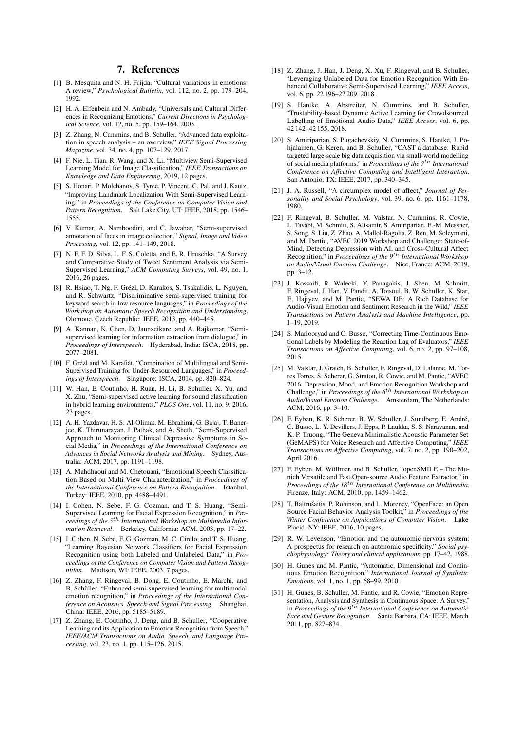## 7. References

[1] B. Mesquita and N. H. Frijda, "Cultural variations in emotions: A review," *Psychological Bulletin*, vol. 112, no. 2, pp. 179–204, 1992.

[2] H. A. Elfenbein and N. Ambady, "Universals and Cultural Differences in Recognizing Emotions," *Current Directions in Psychological Science*, vol. 12, no. 5, pp. 159–164, 2003.

[3] Z. Zhang, N. Cummins, and B. Schuller, "Advanced data exploitation in speech analysis – an overview," *IEEE Signal Processing Magazine*, vol. 34, no. 4, pp. 107–129, 2017.

[4] F. Nie, L. Tian, R. Wang, and X. Li, "Multiview Semi-Supervised Learning Model for Image Classification," *IEEE Transactions on Knowledge and Data Engineering*, 2019, 12 pages.

[5] S. Honari, P. Molchanov, S. Tyree, P. Vincent, C. Pal, and J. Kautz, "Improving Landmark Localization With Semi-Supervised Learning," in *Proceedings of the Conference on Computer Vision and Pattern Recognition*. Salt Lake City, UT: IEEE, 2018, pp. 1546–1555.

[6] V. Kumar, A. Namboodiri, and C. Jawahar, "Semi-supervised annotation of faces in image collection," *Signal, Image and Video Processing*, vol. 12, pp. 141–149, 2018.

[7] N. F. F. D. Silva, L. F. S. Coletta, and E. R. Hruschka, "A Survey and Comparative Study of Tweet Sentiment Analysis via Semi-Supervised Learning," *ACM Computing Surveys*, vol. 49, no. 1, 2016, 26 pages.

[8] R. Hsiao, T. Ng, F. Grézl, D. Karakos, S. Tsakalidis, L. Nguyen, and R. Schwartz, "Discriminative semi-supervised training for keyword search in low resource languages," in *Proceedings of the Workshop on Automatic Speech Recognition and Understanding*. Olomouc, Czech Republic: IEEE, 2013, pp. 440–445.

[9] A. Kannan, K. Chen, D. Jaunzeikare, and A. Rajkomar, "Semi-supervised learning for information extraction from dialogue," in *Proceedings of Interspeech*. Hyderabad, India: ISCA, 2018, pp. 2077–2081.

[10] F. Grézl and M. Karafiát, "Combination of Multilingual and Semi-Supervised Training for Under-Resourced Languages," in *Proceedings of Interspeech*. Singapore: ISCA, 2014, pp. 820–824.

[11] W. Han, E. Coutinho, H. Ruan, H. Li, B. Schuller, X. Yu, and X. Zhu, "Semi-supervised active learning for sound classification in hybrid learning environments," *PLOS One*, vol. 11, no. 9, 2016, 23 pages.

[12] A. H. Yazdavar, H. S. Al-Olimat, M. Ebrahimi, G. Bajaj, T. Banerjee, K. Thirunarayan, J. Pathak, and A. Sheth, "Semi-Supervised Approach to Monitoring Clinical Depressive Symptoms in Social Media," in *Proceedings of the International Conference on Advances in Social Networks Analysis and Mining*. Sydney, Australia: ACM, 2017, pp. 1191–1198.

[13] A. Mahdhaoui and M. Chetouani, "Emotional Speech Classification Based on Multi View Characterization," in *Proceedings of the International Conference on Pattern Recognition*. Istanbul, Turkey: IEEE, 2010, pp. 4488–4491.

[14] I. Cohen, N. Sebe, F. G. Cozman, and T. S. Huang, "Semi-Supervised Learning for Facial Expression Recognition," in *Proceedings of the 5$^{th}$ International Workshop on Multimedia Information Retrieval*. Berkeley, California: ACM, 2003, pp. 17–22.

[15] I. Cohen, N. Sebe, F. G. Gozman, M. C. Cirelo, and T. S. Huang, "Learning Bayesian Network Classifiers for Facial Expression Recognition using both Labeled and Unlabeled Data," in *Proceedings of the Conference on Computer Vision and Pattern Recognition*. Madison, WI: IEEE, 2003, 7 pages.

[16] Z. Zhang, F. Ringeval, B. Dong, E. Coutinho, E. Marchi, and B. Schüller, "Enhanced semi-supervised learning for multimodal emotion recognition," in *Proccedings of the International Conference on Acoustics, Speech and Signal Processing*. Shanghai, China: IEEE, 2016, pp. 5185–5189.

[17] Z. Zhang, E. Coutinho, J. Deng, and B. Schuller, "Cooperative Learning and its Application to Emotion Recognition from Speech," *IEEE/ACM Transactions on Audio, Speech, and Language Processing*, vol. 23, no. 1, pp. 115–126, 2015.

[18] Z. Zhang, J. Han, J. Deng, X. Xu, F. Ringeval, and B. Schuller, "Leveraging Unlabeled Data for Emotion Recognition With Enhanced Collaborative Semi-Supervised Learning," *IEEE Access*, vol. 6, pp. 22 196–22 209, 2018.

[19] S. Hantke, A. Abstreiter, N. Cummins, and B. Schuller, "Trustability-based Dynamic Active Learning for Crowdsourced Labelling of Emotional Audio Data," *IEEE Access*, vol. 6, pp. 42 142–42 155, 2018.

[20] S. Amiriparian, S. Pugachevskiy, N. Cummins, S. Hantke, J. Pohjalainen, G. Keren, and B. Schuller, "CAST a database: Rapid targeted large-scale big data acquisition via small-world modelling of social media platforms," in *Proceedings of the 7$^{th}$ International Conference on Affective Computing and Intelligent Interaction*. San Antonio, TX: IEEE, 2017, pp. 340–345.

[21] J. A. Russell, "A circumplex model of affect," *Journal of Personality and Social Psychology*, vol. 39, no. 6, pp. 1161–1178, 1980.

[22] F. Ringeval, B. Schuller, M. Valstar, N. Cummins, R. Cowie, L. Tavabi, M. Schmitt, S. Alisamir, S. Amiriparian, E.-M. Messner, S. Song, S. Liu, Z. Zhao, A. Mallol-Ragolta, Z. Ren, M. Soleymani, and M. Pantic, "AVEC 2019 Workshop and Challenge: State-of-Mind, Detecting Depression with AI, and Cross-Cultural Affect Recognition," in *Proceedings of the 9$^{th}$ International Workshop on Audio/Visual Emotion Challenge*. Nice, France: ACM, 2019, pp. 3–12.

[23] J. Kossaifi, R. Walecki, Y. Panagakis, J. Shen, M. Schmitt, F. Ringeval, J. Han, V. Pandit, A. Toisoul, B. W. Schuller, K. Star, E. Hajiyev, and M. Pantic, "SEWA DB: A Rich Database for Audio-Visual Emotion and Sentiment Research in the Wild," *IEEE Transactions on Pattern Analysis and Machine Intelligence*, pp. 1–19, 2019.

[24] S. Mariooryad and C. Busso, "Correcting Time-Continuous Emotional Labels by Modeling the Reaction Lag of Evaluators," *IEEE Transactions on Affective Computing*, vol. 6, no. 2, pp. 97–108, 2015.

[25] M. Valstar, J. Gratch, B. Schuller, F. Ringeval, D. Lalanne, M. Torres Torres, S. Scherer, G. Stratou, R. Cowie, and M. Pantic, "AVEC 2016: Depression, Mood, and Emotion Recognition Workshop and Challenge," in *Proceedings of the 6$^{th}$ International Workshop on Audio/Visual Emotion Challenge*. Amsterdam, The Netherlands: ACM, 2016, pp. 3–10.

[26] F. Eyben, K. R. Scherer, B. W. Schuller, J. Sundberg, E. André, C. Busso, L. Y. Devillers, J. Epps, P. Laukka, S. S. Narayanan, and K. P. Truong, "The Geneva Minimalistic Acoustic Parameter Set (GeMAPS) for Voice Research and Affective Computing," *IEEE Transactions on Affective Computing*, vol. 7, no. 2, pp. 190–202, April 2016.

[27] F. Eyben, M. Wöllmer, and B. Schuller, "openSMILE – The Munich Versatile and Fast Open-source Audio Feature Extractor," in *Proceedings of the 18$^{th}$ International Conference on Multimedia*. Firenze, Italy: ACM, 2010, pp. 1459–1462.

[28] T. Baltrušaitis, P. Robinson, and L. Morency, "OpenFace: an Open Source Facial Behavior Analysis Toolkit," in *Proceedings of the Winter Conference on Applications of Computer Vision*. Lake Placid, NY: IEEE, 2016, 10 pages.

[29] R. W. Levenson, "Emotion and the autonomic nervous system: A prospectus for research on autonomic specificity," *Social psychophysiology: Theory and clinical applications*, pp. 17–42, 1988.

[30] H. Gunes and M. Pantic, "Automatic, Dimensional and Continuous Emotion Recognition," *International Journal of Synthetic Emotions*, vol. 1, no. 1, pp. 68–99, 2010.

[31] H. Gunes, B. Schuller, M. Pantic, and R. Cowie, "Emotion Representation, Analysis and Synthesis in Continuous Space: A Survey," in *Proceedings of the 9$^{th}$ International Conference on Automatic Face and Gesture Recognition*. Santa Barbara, CA: IEEE, March 2011, pp. 827–834.